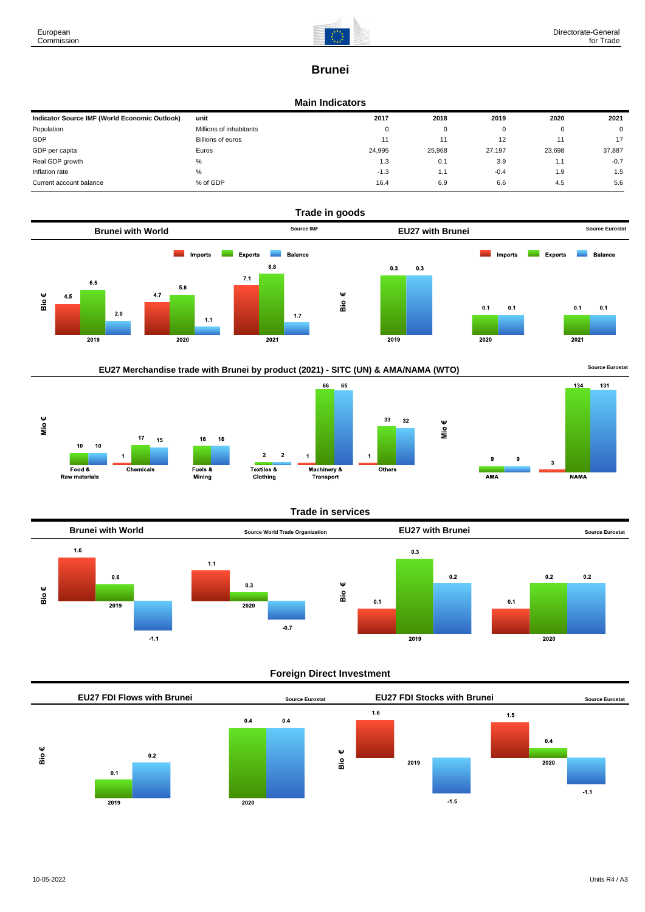European Commission

Directorate-General for Trade

# Brunei

## Main Indicators

| Indicator Source IMF (World Economic Outlook) | unit | 2017 | 2018 | 2019 | 2020 | 2021 |
|---|---|---|---|---|---|---|
| Population | Millions of inhabitants | 0 | 0 | 0 | 0 | 0 |
| GDP | Billions of euros | 11 | 11 | 12 | 11 | 17 |
| GDP per capita | Euros | 24,995 | 25,968 | 27,197 | 23,698 | 37,887 |
| Real GDP growth | % | 1.3 | 0.1 | 3.9 | 1.1 | -0.7 |
| Inflation rate | % | -1.3 | 1.1 | -0.4 | 1.9 | 1.5 |
| Current account balance | % of GDP | 16.4 | 6.9 | 6.6 | 4.5 | 5.6 |

## Trade in goods

### Brunei with World

Source IMF

Bio €

| | Imports | Exports | Balance |
|---|---|---|---|
| 2019 | 4.5 | 6.5 | 2.0 |
| 2020 | 4.7 | 5.8 | 1.1 |
| 2021 | 7.1 | 8.8 | 1.7 |

### EU27 with Brunei

Source Eurostat

Bio €

| | Imports | Exports | Balance |
|---|---|---|---|
| 2019 | | 0.3 | 0.3 |
| 2020 | | 0.1 | 0.1 |
| 2021 | | 0.1 | 0.1 |

### EU27 Merchandise trade with Brunei by product (2021) - SITC (UN) & AMA/NAMA (WTO)

Source Eurostat

Mio €

| | Imports | Exports | Balance |
|---|---|---|---|
| Food & Raw materials | | 10 | 10 |
| Chemicals | 1 | 17 | 15 |
| Fuels & Mining | | 16 | 16 |
| Textiles & Clothing | | 2 | 2 |
| Machinery & Transport | 1 | 66 | 65 |
| Others | 1 | 33 | 32 |

Mio €

| | Imports | Exports | Balance |
|---|---|---|---|
| AMA | | 9 | 9 |
| NAMA | 3 | 134 | 131 |

## Trade in services

### Brunei with World

Source World Trade Organization

Bio €

| | Imports | Exports | Balance |
|---|---|---|---|
| 2019 | 1.6 | 0.6 | -1.1 |
| 2020 | 1.1 | 0.3 | -0.7 |

### EU27 with Brunei

Source Eurostat

Bio €

| | Imports | Exports | Balance |
|---|---|---|---|
| 2019 | 0.1 | 0.3 | 0.2 |
| 2020 | 0.1 | 0.2 | 0.2 |

## Foreign Direct Investment

### EU27 FDI Flows with Brunei

Source Eurostat

Bio €

| | Inward | Outward | Balance |
|---|---|---|---|
| 2019 | | 0.1 | 0.2 |
| 2020 | | 0.4 | 0.4 |

### EU27 FDI Stocks with Brunei

Source Eurostat

Bio €

| | Inward | Outward | Balance |
|---|---|---|---|
| 2019 | 1.6 | | -1.5 |
| 2020 | 1.5 | 0.4 | -1.1 |

10-05-2022

Units R4 / A3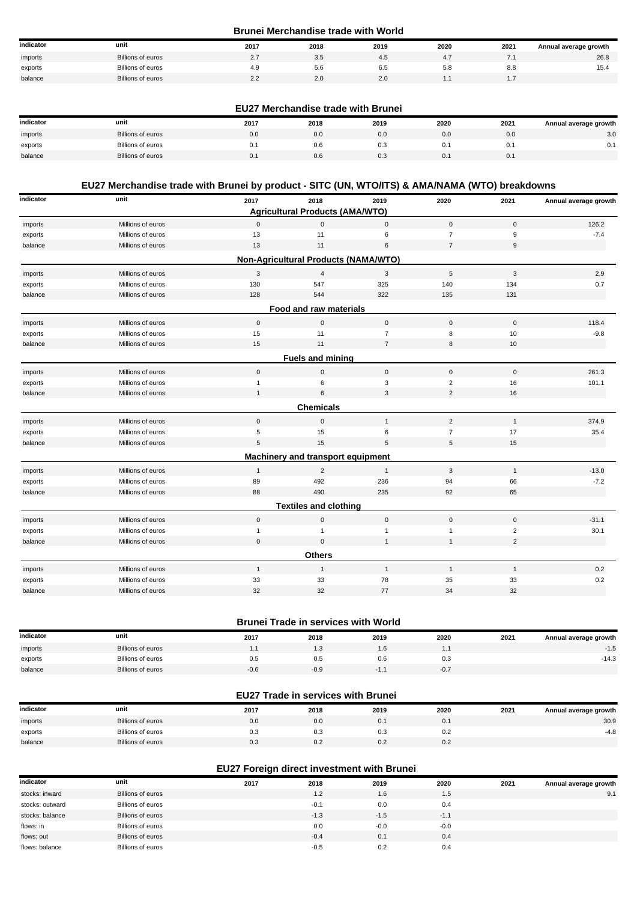### Brunei Merchandise trade with World

| indicator | unit | 2017 | 2018 | 2019 | 2020 | 2021 | Annual average growth |
|---|---|---|---|---|---|---|---|
| imports | Billions of euros | 2.7 | 3.5 | 4.5 | 4.7 | 7.1 | 26.8 |
| exports | Billions of euros | 4.9 | 5.6 | 6.5 | 5.8 | 8.8 | 15.4 |
| balance | Billions of euros | 2.2 | 2.0 | 2.0 | 1.1 | 1.7 | |

### EU27 Merchandise trade with Brunei

| indicator | unit | 2017 | 2018 | 2019 | 2020 | 2021 | Annual average growth |
|---|---|---|---|---|---|---|---|
| imports | Billions of euros | 0.0 | 0.0 | 0.0 | 0.0 | 0.0 | 3.0 |
| exports | Billions of euros | 0.1 | 0.6 | 0.3 | 0.1 | 0.1 | 0.1 |
| balance | Billions of euros | 0.1 | 0.6 | 0.3 | 0.1 | 0.1 | |

### EU27 Merchandise trade with Brunei by product - SITC (UN, WTO/ITS) & AMA/NAMA (WTO) breakdowns

| indicator | unit | 2017 | 2018 | 2019 | 2020 | 2021 | Annual average growth |
|---|---|---|---|---|---|---|---|
| | | | **Agricultural Products (AMA/WTO)** | | | | |
| imports | Millions of euros | 0 | 0 | 0 | 0 | 0 | 126.2 |
| exports | Millions of euros | 13 | 11 | 6 | 7 | 9 | -7.4 |
| balance | Millions of euros | 13 | 11 | 6 | 7 | 9 | |
| | | | **Non-Agricultural Products (NAMA/WTO)** | | | | |
| imports | Millions of euros | 3 | 4 | 3 | 5 | 3 | 2.9 |
| exports | Millions of euros | 130 | 547 | 325 | 140 | 134 | 0.7 |
| balance | Millions of euros | 128 | 544 | 322 | 135 | 131 | |
| | | | **Food and raw materials** | | | | |
| imports | Millions of euros | 0 | 0 | 0 | 0 | 0 | 118.4 |
| exports | Millions of euros | 15 | 11 | 7 | 8 | 10 | -9.8 |
| balance | Millions of euros | 15 | 11 | 7 | 8 | 10 | |
| | | | **Fuels and mining** | | | | |
| imports | Millions of euros | 0 | 0 | 0 | 0 | 0 | 261.3 |
| exports | Millions of euros | 1 | 6 | 3 | 2 | 16 | 101.1 |
| balance | Millions of euros | 1 | 6 | 3 | 2 | 16 | |
| | | | **Chemicals** | | | | |
| imports | Millions of euros | 0 | 0 | 1 | 2 | 1 | 374.9 |
| exports | Millions of euros | 5 | 15 | 6 | 7 | 17 | 35.4 |
| balance | Millions of euros | 5 | 15 | 5 | 5 | 15 | |
| | | | **Machinery and transport equipment** | | | | |
| imports | Millions of euros | 1 | 2 | 1 | 3 | 1 | -13.0 |
| exports | Millions of euros | 89 | 492 | 236 | 94 | 66 | -7.2 |
| balance | Millions of euros | 88 | 490 | 235 | 92 | 65 | |
| | | | **Textiles and clothing** | | | | |
| imports | Millions of euros | 0 | 0 | 0 | 0 | 0 | -31.1 |
| exports | Millions of euros | 1 | 1 | 1 | 1 | 2 | 30.1 |
| balance | Millions of euros | 0 | 0 | 1 | 1 | 2 | |
| | | | **Others** | | | | |
| imports | Millions of euros | 1 | 1 | 1 | 1 | 1 | 0.2 |
| exports | Millions of euros | 33 | 33 | 78 | 35 | 33 | 0.2 |
| balance | Millions of euros | 32 | 32 | 77 | 34 | 32 | |

### Brunei Trade in services with World

| indicator | unit | 2017 | 2018 | 2019 | 2020 | 2021 | Annual average growth |
|---|---|---|---|---|---|---|---|
| imports | Billions of euros | 1.1 | 1.3 | 1.6 | 1.1 | | -1.5 |
| exports | Billions of euros | 0.5 | 0.5 | 0.6 | 0.3 | | -14.3 |
| balance | Billions of euros | -0.6 | -0.9 | -1.1 | -0.7 | | |

### EU27 Trade in services with Brunei

| indicator | unit | 2017 | 2018 | 2019 | 2020 | 2021 | Annual average growth |
|---|---|---|---|---|---|---|---|
| imports | Billions of euros | 0.0 | 0.0 | 0.1 | 0.1 | | 30.9 |
| exports | Billions of euros | 0.3 | 0.3 | 0.3 | 0.2 | | -4.8 |
| balance | Billions of euros | 0.3 | 0.2 | 0.2 | 0.2 | | |

### EU27 Foreign direct investment with Brunei

| indicator | unit | 2017 | 2018 | 2019 | 2020 | 2021 | Annual average growth |
|---|---|---|---|---|---|---|---|
| stocks: inward | Billions of euros | | 1.2 | 1.6 | 1.5 | | 9.1 |
| stocks: outward | Billions of euros | | -0.1 | 0.0 | 0.4 | | |
| stocks: balance | Billions of euros | | -1.3 | -1.5 | -1.1 | | |
| flows: in | Billions of euros | | 0.0 | -0.0 | -0.0 | | |
| flows: out | Billions of euros | | -0.4 | 0.1 | 0.4 | | |
| flows: balance | Billions of euros | | -0.5 | 0.2 | 0.4 | | |